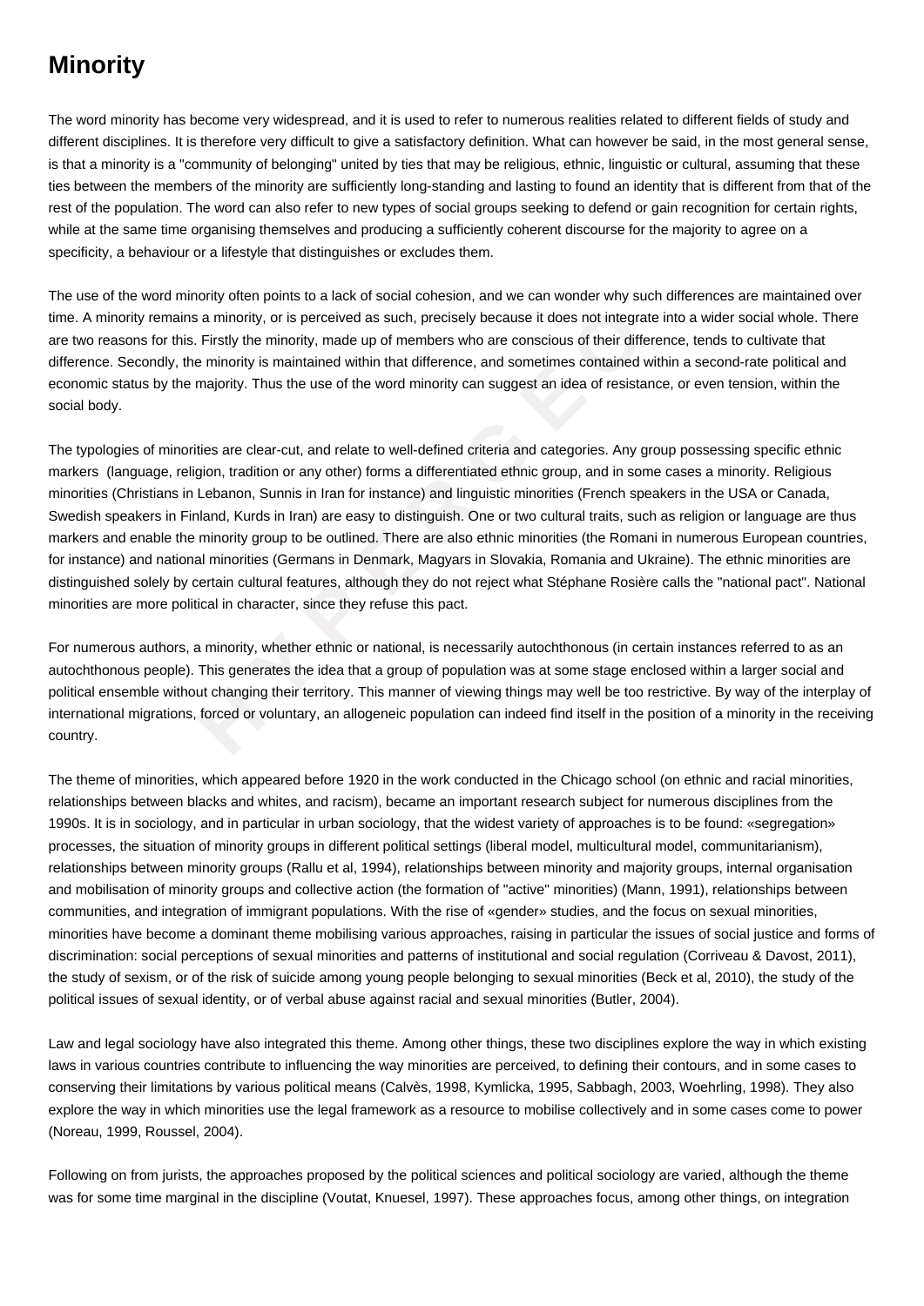# Minority

The word minority has become very widespread, and it is used to refer to numerous realities related to different fields of study and different disciplines. It is therefore very difficult to give a satisfactory definition. What can however be said, in the most general sense, is that a minority is a "community of belonging" united by ties that may be religious, ethnic, linguistic or cultural, assuming that these ties between the members of the minority are sufficiently long-standing and lasting to found an identity that is different from that of the rest of the population. The word can also refer to new types of social groups seeking to defend or gain recognition for certain rights, while at the same time organising themselves and producing a sufficiently coherent discourse for the majority to agree on a specificity, a behaviour or a lifestyle that distinguishes or excludes them.

The use of the word minority often points to a lack of social cohesion, and we can wonder why such differences are maintained over time. A minority remains a minority, or is perceived as such, precisely because it does not integrate into a wider social whole. There are two reasons for this. Firstly the minority, made up of members who are conscious of their difference, tends to cultivate that difference. Secondly, the minority is maintained within that difference, and sometimes contained within a second-rate political and economic status by the majority. Thus the use of the word minority can suggest an idea of resistance, or even tension, within the social body.

The typologies of minorities are clear-cut, and relate to well-defined criteria and categories. Any group possessing specific ethnic markers (language, religion, tradition or any other) forms a differentiated ethnic group, and in some cases a minority. Religious minorities (Christians in Lebanon, Sunnis in Iran for instance) and linguistic minorities (French speakers in the USA or Canada, Swedish speakers in Finland, Kurds in Iran) are easy to distinguish. One or two cultural traits, such as religion or language are thus markers and enable the minority group to be outlined. There are also ethnic minorities (the Romani in numerous European countries, for instance) and national minorities (Germans in Denmark, Magyars in Slovakia, Romania and Ukraine). The ethnic minorities are distinguished solely by certain cultural features, although they do not reject what Stéphane Rosière calls the "national pact". National minorities are more political in character, since they refuse this pact.

For numerous authors, a minority, whether ethnic or national, is necessarily autochthonous (in certain instances referred to as an autochthonous people). This generates the idea that a group of population was at some stage enclosed within a larger social and political ensemble without changing their territory. This manner of viewing things may well be too restrictive. By way of the interplay of international migrations, forced or voluntary, an allogeneic population can indeed find itself in the position of a minority in the receiving country.

The theme of minorities, which appeared before 1920 in the work conducted in the Chicago school (on ethnic and racial minorities, relationships between blacks and whites, and racism), became an important research subject for numerous disciplines from the 1990s. It is in sociology, and in particular in urban sociology, that the widest variety of approaches is to be found: «segregation» processes, the situation of minority groups in different political settings (liberal model, multicultural model, communitarianism), relationships between minority groups (Rallu et al, 1994), relationships between minority and majority groups, internal organisation and mobilisation of minority groups and collective action (the formation of "active" minorities) (Mann, 1991), relationships between communities, and integration of immigrant populations. With the rise of «gender» studies, and the focus on sexual minorities, minorities have become a dominant theme mobilising various approaches, raising in particular the issues of social justice and forms of discrimination: social perceptions of sexual minorities and patterns of institutional and social regulation (Corriveau & Davost, 2011), the study of sexism, or of the risk of suicide among young people belonging to sexual minorities (Beck et al, 2010), the study of the political issues of sexual identity, or of verbal abuse against racial and sexual minorities (Butler, 2004).

Law and legal sociology have also integrated this theme. Among other things, these two disciplines explore the way in which existing laws in various countries contribute to influencing the way minorities are perceived, to defining their contours, and in some cases to conserving their limitations by various political means (Calvès, 1998, Kymlicka, 1995, Sabbagh, 2003, Woehrling, 1998). They also explore the way in which minorities use the legal framework as a resource to mobilise collectively and in some cases come to power (Noreau, 1999, Roussel, 2004).

Following on from jurists, the approaches proposed by the political sciences and political sociology are varied, although the theme was for some time marginal in the discipline (Voutat, Knuesel, 1997). These approaches focus, among other things, on integration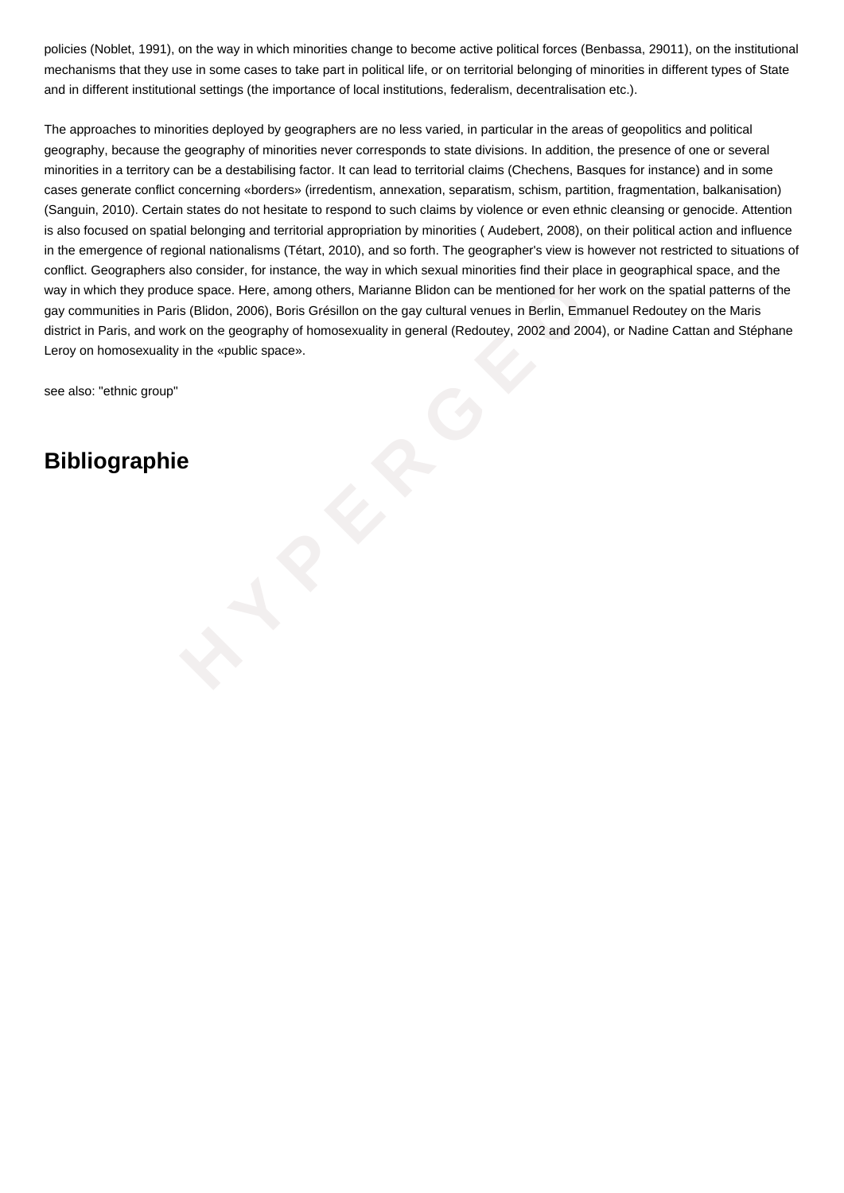policies (Noblet, 1991), on the way in which minorities change to become active political forces (Benbassa, 29011), on the institutional mechanisms that they use in some cases to take part in political life, or on territorial belonging of minorities in different types of State and in different institutional settings (the importance of local institutions, federalism, decentralisation etc.).

The approaches to minorities deployed by geographers are no less varied, in particular in the areas of geopolitics and political geography, because the geography of minorities never corresponds to state divisions. In addition, the presence of one or several minorities in a territory can be a destabilising factor. It can lead to territorial claims (Chechens, Basques for instance) and in some cases generate conflict concerning «borders» (irredentism, annexation, separatism, schism, partition, fragmentation, balkanisation) (Sanguin, 2010). Certain states do not hesitate to respond to such claims by violence or even ethnic cleansing or genocide. Attention is also focused on spatial belonging and territorial appropriation by minorities ( Audebert, 2008), on their political action and influence in the emergence of regional nationalisms (Tétart, 2010), and so forth. The geographer's view is however not restricted to situations of conflict. Geographers also consider, for instance, the way in which sexual minorities find their place in geographical space, and the way in which they produce space. Here, among others, Marianne Blidon can be mentioned for her work on the spatial patterns of the gay communities in Paris (Blidon, 2006), Boris Grésillon on the gay cultural venues in Berlin, Emmanuel Redoutey on the Maris district in Paris, and work on the geography of homosexuality in general (Redoutey, 2002 and 2004), or Nadine Cattan and Stéphane Leroy on homosexuality in the «public space».

see also: "ethnic group"

## Bibliographie